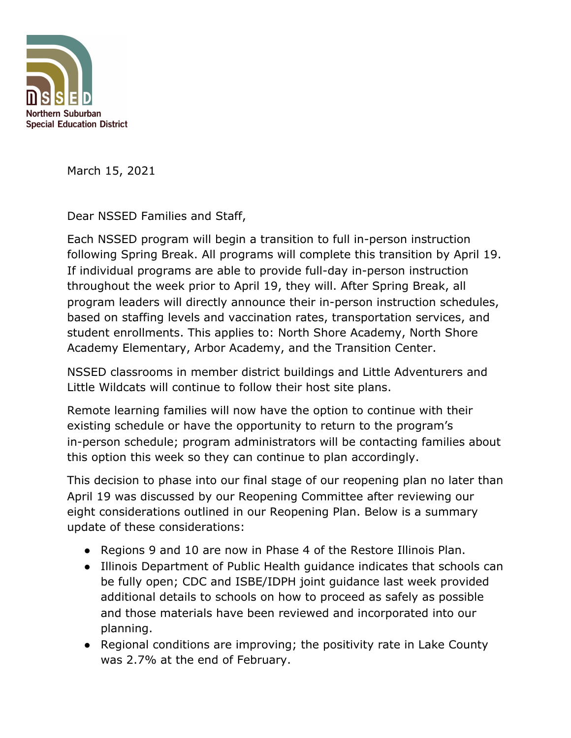NSSED
Northern Suburban
Special Education District

March 15, 2021

Dear NSSED Families and Staff,

Each NSSED program will begin a transition to full in-person instruction following Spring Break. All programs will complete this transition by April 19. If individual programs are able to provide full-day in-person instruction throughout the week prior to April 19, they will. After Spring Break, all program leaders will directly announce their in-person instruction schedules, based on staffing levels and vaccination rates, transportation services, and student enrollments. This applies to: North Shore Academy, North Shore Academy Elementary, Arbor Academy, and the Transition Center.

NSSED classrooms in member district buildings and Little Adventurers and Little Wildcats will continue to follow their host site plans.

Remote learning families will now have the option to continue with their existing schedule or have the opportunity to return to the program's in-person schedule; program administrators will be contacting families about this option this week so they can continue to plan accordingly.

This decision to phase into our final stage of our reopening plan no later than April 19 was discussed by our Reopening Committee after reviewing our eight considerations outlined in our Reopening Plan. Below is a summary update of these considerations:

- Regions 9 and 10 are now in Phase 4 of the Restore Illinois Plan.
- Illinois Department of Public Health guidance indicates that schools can be fully open; CDC and ISBE/IDPH joint guidance last week provided additional details to schools on how to proceed as safely as possible and those materials have been reviewed and incorporated into our planning.
- Regional conditions are improving; the positivity rate in Lake County was 2.7% at the end of February.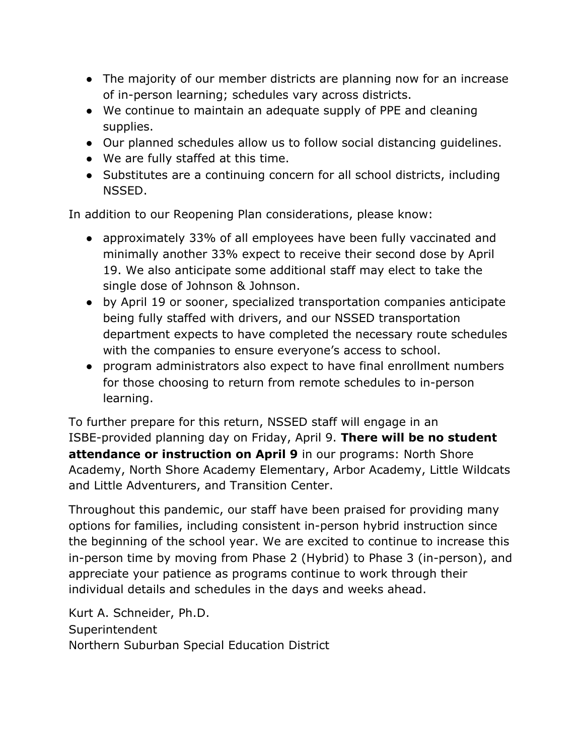- The majority of our member districts are planning now for an increase of in-person learning; schedules vary across districts.
- We continue to maintain an adequate supply of PPE and cleaning supplies.
- Our planned schedules allow us to follow social distancing guidelines.
- We are fully staffed at this time.
- Substitutes are a continuing concern for all school districts, including NSSED.

In addition to our Reopening Plan considerations, please know:

- approximately 33% of all employees have been fully vaccinated and minimally another 33% expect to receive their second dose by April 19. We also anticipate some additional staff may elect to take the single dose of Johnson & Johnson.
- by April 19 or sooner, specialized transportation companies anticipate being fully staffed with drivers, and our NSSED transportation department expects to have completed the necessary route schedules with the companies to ensure everyone's access to school.
- program administrators also expect to have final enrollment numbers for those choosing to return from remote schedules to in-person learning.

To further prepare for this return, NSSED staff will engage in an ISBE-provided planning day on Friday, April 9. **There will be no student attendance or instruction on April 9** in our programs: North Shore Academy, North Shore Academy Elementary, Arbor Academy, Little Wildcats and Little Adventurers, and Transition Center.

Throughout this pandemic, our staff have been praised for providing many options for families, including consistent in-person hybrid instruction since the beginning of the school year. We are excited to continue to increase this in-person time by moving from Phase 2 (Hybrid) to Phase 3 (in-person), and appreciate your patience as programs continue to work through their individual details and schedules in the days and weeks ahead.

Kurt A. Schneider, Ph.D.
Superintendent
Northern Suburban Special Education District